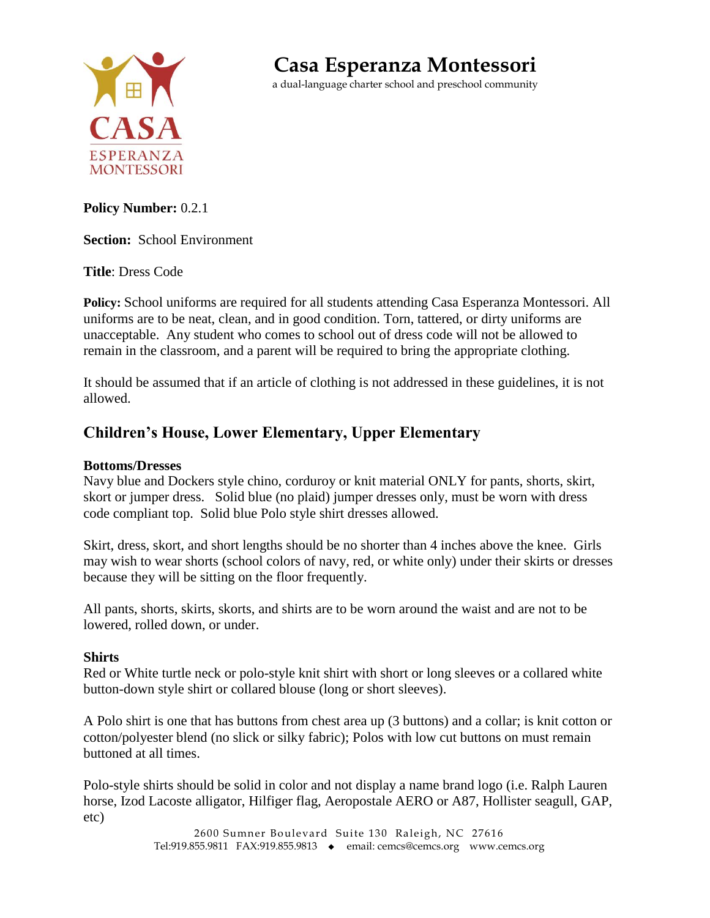# Casa Esperanza Montessori

a dual-language charter school and preschool community

**Policy Number:** 0.2.1

**Section:** School Environment

**Title**: Dress Code

**Policy:** School uniforms are required for all students attending Casa Esperanza Montessori. All uniforms are to be neat, clean, and in good condition. Torn, tattered, or dirty uniforms are unacceptable. Any student who comes to school out of dress code will not be allowed to remain in the classroom, and a parent will be required to bring the appropriate clothing.

It should be assumed that if an article of clothing is not addressed in these guidelines, it is not allowed.

## Children's House, Lower Elementary, Upper Elementary

**Bottoms/Dresses**

Navy blue and Dockers style chino, corduroy or knit material ONLY for pants, shorts, skirt, skort or jumper dress. Solid blue (no plaid) jumper dresses only, must be worn with dress code compliant top. Solid blue Polo style shirt dresses allowed.

Skirt, dress, skort, and short lengths should be no shorter than 4 inches above the knee. Girls may wish to wear shorts (school colors of navy, red, or white only) under their skirts or dresses because they will be sitting on the floor frequently.

All pants, shorts, skirts, skorts, and shirts are to be worn around the waist and are not to be lowered, rolled down, or under.

**Shirts**

Red or White turtle neck or polo-style knit shirt with short or long sleeves or a collared white button-down style shirt or collared blouse (long or short sleeves).

A Polo shirt is one that has buttons from chest area up (3 buttons) and a collar; is knit cotton or cotton/polyester blend (no slick or silky fabric); Polos with low cut buttons on must remain buttoned at all times.

Polo-style shirts should be solid in color and not display a name brand logo (i.e. Ralph Lauren horse, Izod Lacoste alligator, Hilfiger flag, Aeropostale AERO or A87, Hollister seagull, GAP, etc)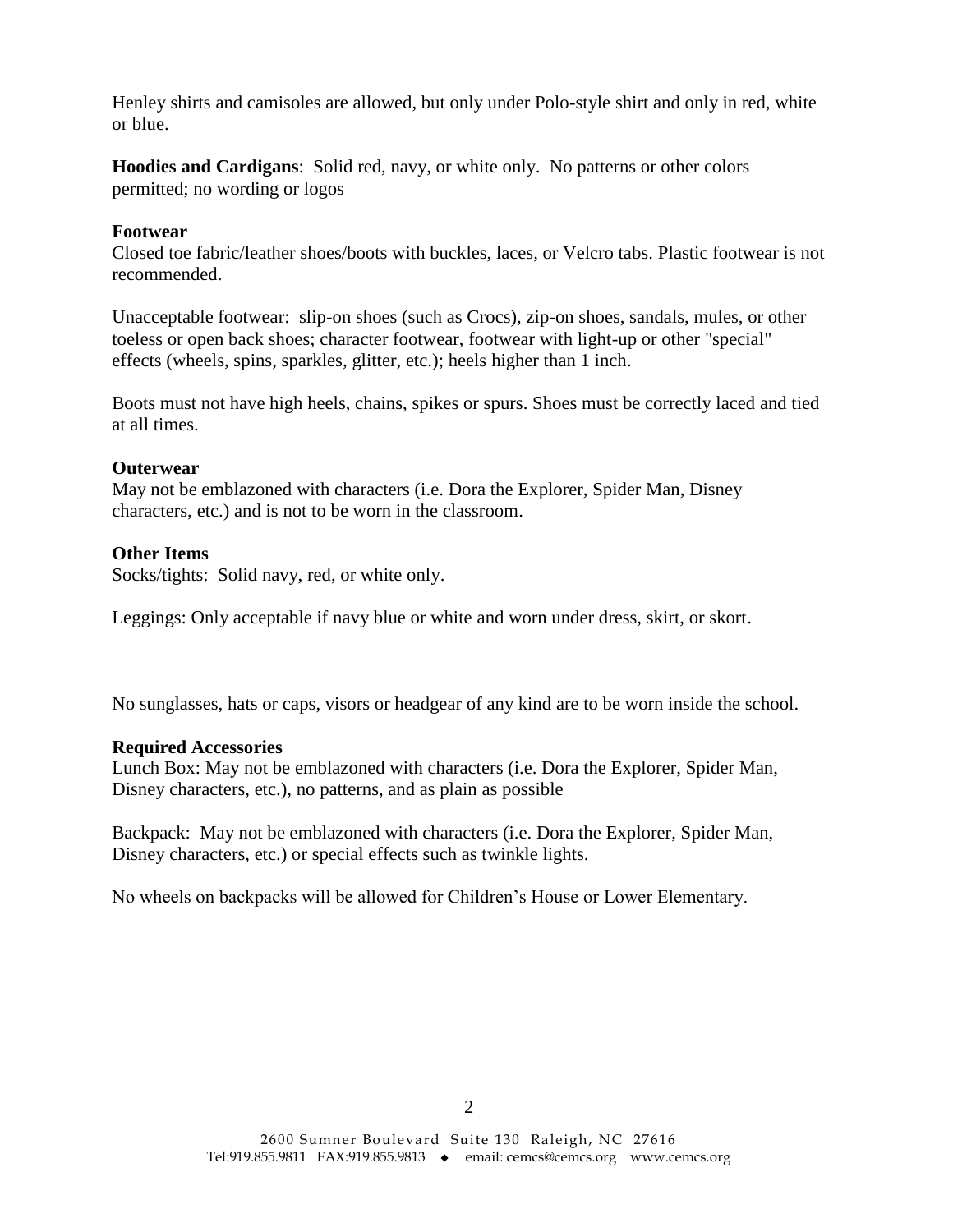Henley shirts and camisoles are allowed, but only under Polo-style shirt and only in red, white or blue.

**Hoodies and Cardigans**: Solid red, navy, or white only. No patterns or other colors permitted; no wording or logos

**Footwear**

Closed toe fabric/leather shoes/boots with buckles, laces, or Velcro tabs. Plastic footwear is not recommended.

Unacceptable footwear: slip-on shoes (such as Crocs), zip-on shoes, sandals, mules, or other toeless or open back shoes; character footwear, footwear with light-up or other "special" effects (wheels, spins, sparkles, glitter, etc.); heels higher than 1 inch.

Boots must not have high heels, chains, spikes or spurs. Shoes must be correctly laced and tied at all times.

**Outerwear**

May not be emblazoned with characters (i.e. Dora the Explorer, Spider Man, Disney characters, etc.) and is not to be worn in the classroom.

**Other Items**

Socks/tights: Solid navy, red, or white only.

Leggings: Only acceptable if navy blue or white and worn under dress, skirt, or skort.

No sunglasses, hats or caps, visors or headgear of any kind are to be worn inside the school.

**Required Accessories**

Lunch Box: May not be emblazoned with characters (i.e. Dora the Explorer, Spider Man, Disney characters, etc.), no patterns, and as plain as possible

Backpack: May not be emblazoned with characters (i.e. Dora the Explorer, Spider Man, Disney characters, etc.) or special effects such as twinkle lights.

No wheels on backpacks will be allowed for Children's House or Lower Elementary.

2600 Sumner Boulevard Suite 130 Raleigh, NC 27616
Tel:919.855.9811 FAX:919.855.9813 ◆ email: cemcs@cemcs.org www.cemcs.org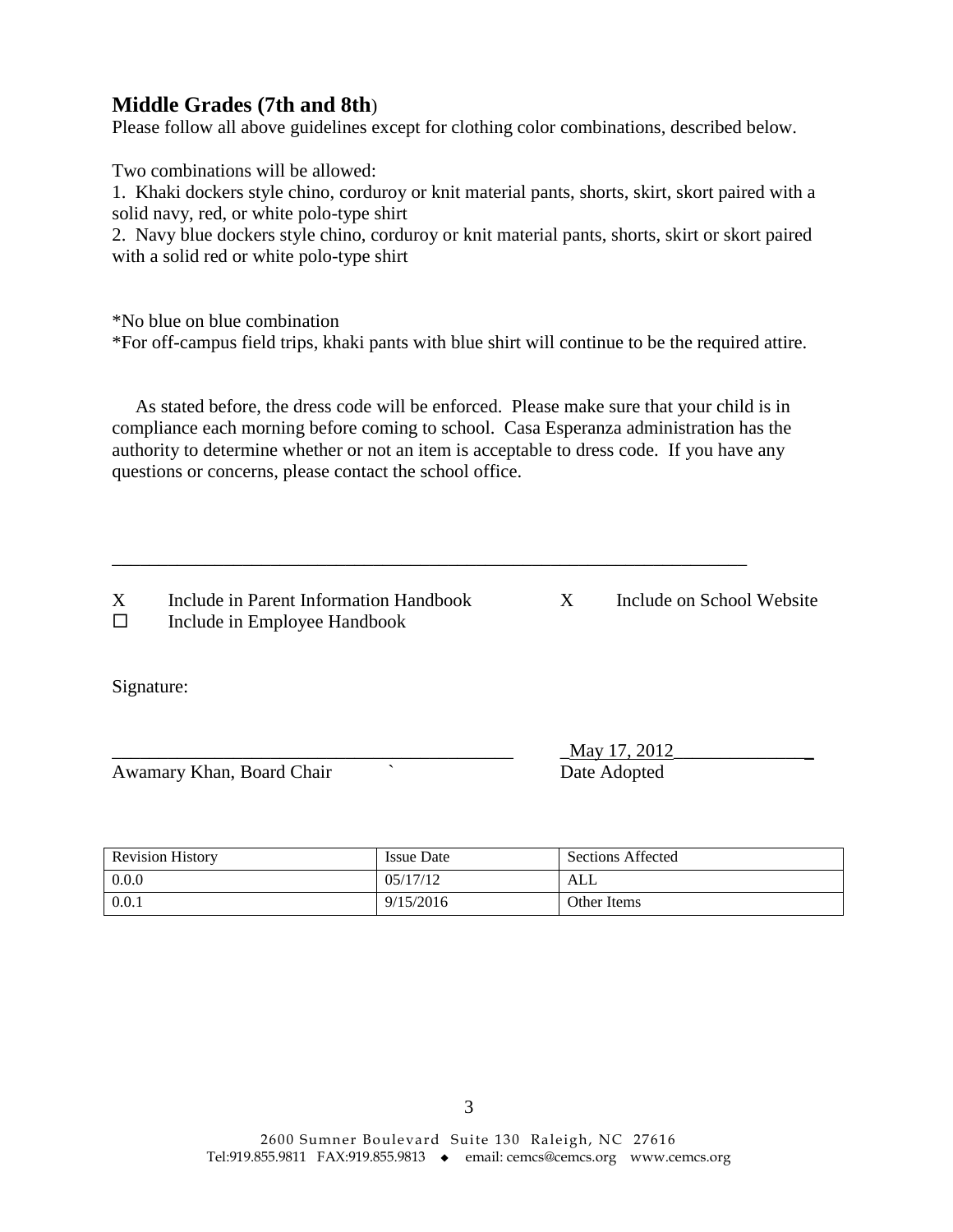## Middle Grades (7th and 8th)

Please follow all above guidelines except for clothing color combinations, described below.

Two combinations will be allowed:

1. Khaki dockers style chino, corduroy or knit material pants, shorts, skirt, skort paired with a solid navy, red, or white polo-type shirt
2. Navy blue dockers style chino, corduroy or knit material pants, shorts, skirt or skort paired with a solid red or white polo-type shirt

*No blue on blue combination
*For off-campus field trips, khaki pants with blue shirt will continue to be the required attire.

As stated before, the dress code will be enforced. Please make sure that your child is in compliance each morning before coming to school. Casa Esperanza administration has the authority to determine whether or not an item is acceptable to dress code. If you have any questions or concerns, please contact the school office.

---

X Include in Parent Information Handbook  X Include on School Website
☐ Include in Employee Handbook

Signature:

_____________________________________________ May 17, 2012
Awamary Khan, Board Chair  Date Adopted

| Revision History | Issue Date | Sections Affected |
|---|---|---|
| 0.0.0 | 05/17/12 | ALL |
| 0.0.1 | 9/15/2016 | Other Items |

2600 Sumner Boulevard Suite 130 Raleigh, NC 27616
Tel:919.855.9811 FAX:919.855.9813 ◆ email: cemcs@cemcs.org www.cemcs.org